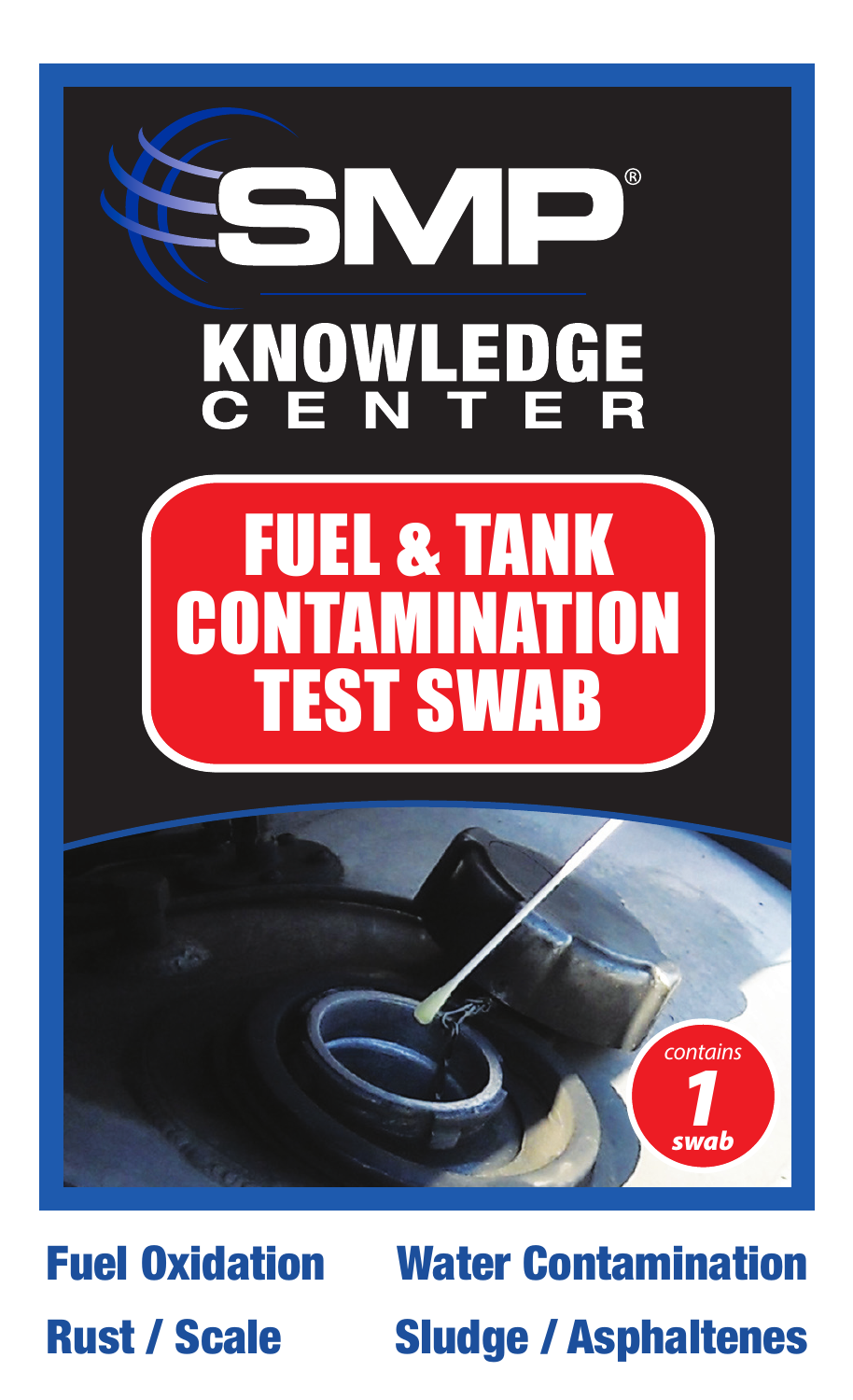# SMP®

## KNOWLEDGE CENTER

# FUEL & TANK CONTAMINATION TEST SWAB

*contains* **1** *swab*

**Fuel Oxidation**

**Water Contamination**

**Rust / Scale**

**Sludge / Asphaltenes**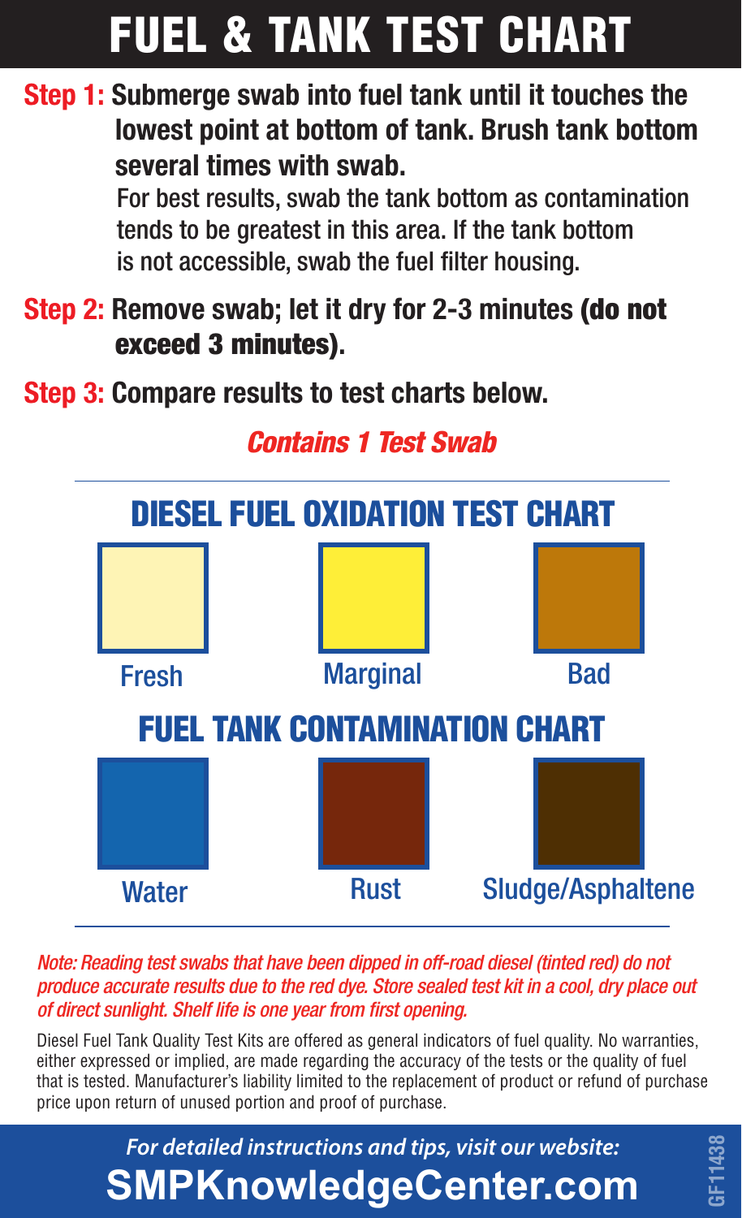# FUEL & TANK TEST CHART

**Step 1: Submerge swab into fuel tank until it touches the lowest point at bottom of tank. Brush tank bottom several times with swab.**

For best results, swab the tank bottom as contamination tends to be greatest in this area. If the tank bottom is not accessible, swab the fuel filter housing.

**Step 2: Remove swab; let it dry for 2-3 minutes (do not exceed 3 minutes).**

**Step 3: Compare results to test charts below.**

***Contains 1 Test Swab***

## DIESEL FUEL OXIDATION TEST CHART

Fresh

Marginal

Bad

## FUEL TANK CONTAMINATION CHART

Water

Rust

Sludge/Asphaltene

*Note: Reading test swabs that have been dipped in off-road diesel (tinted red) do not produce accurate results due to the red dye. Store sealed test kit in a cool, dry place out of direct sunlight. Shelf life is one year from first opening.*

Diesel Fuel Tank Quality Test Kits are offered as general indicators of fuel quality. No warranties, either expressed or implied, are made regarding the accuracy of the tests or the quality of fuel that is tested. Manufacturer's liability limited to the replacement of product or refund of purchase price upon return of unused portion and proof of purchase.

***For detailed instructions and tips, visit our website:***

**SMPKnowledgeCenter.com**

GF11438